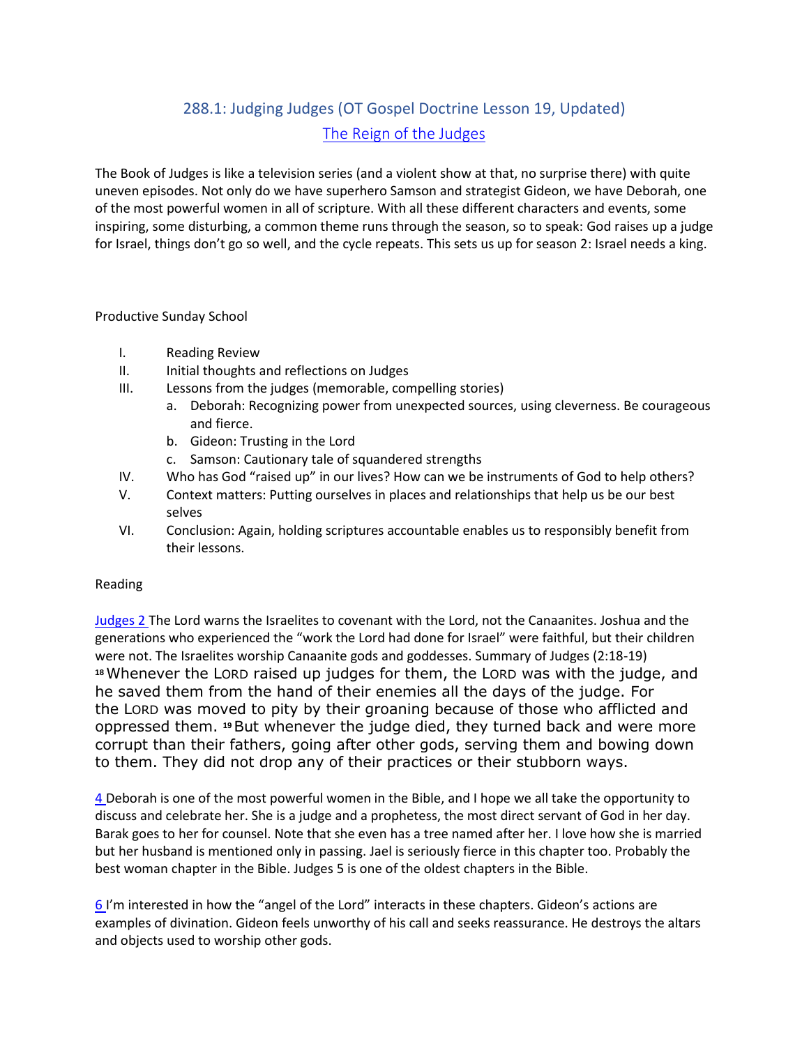# 288.1: Judging Judges (OT Gospel Doctrine Lesson 19, Updated)

## The Reign of the Judges

The Book of Judges is like a television series (and a violent show at that, no surprise there) with quite uneven episodes. Not only do we have superhero Samson and strategist Gideon, we have Deborah, one of the most powerful women in all of scripture. With all these different characters and events, some inspiring, some disturbing, a common theme runs through the season, so to speak: God raises up a judge for Israel, things don't go so well, and the cycle repeats. This sets us up for season 2: Israel needs a king.

Productive Sunday School

- I. Reading Review
- II. Initial thoughts and reflections on Judges
- III. Lessons from the judges (memorable, compelling stories)
  - a. Deborah: Recognizing power from unexpected sources, using cleverness. Be courageous and fierce.
  - b. Gideon: Trusting in the Lord
  - c. Samson: Cautionary tale of squandered strengths
- IV. Who has God "raised up" in our lives? How can we be instruments of God to help others?
- V. Context matters: Putting ourselves in places and relationships that help us be our best selves
- VI. Conclusion: Again, holding scriptures accountable enables us to responsibly benefit from their lessons.

Reading

Judges 2 The Lord warns the Israelites to covenant with the Lord, not the Canaanites. Joshua and the generations who experienced the "work the Lord had done for Israel" were faithful, but their children were not. The Israelites worship Canaanite gods and goddesses. Summary of Judges (2:18-19)
**18** Whenever the LORD raised up judges for them, the LORD was with the judge, and he saved them from the hand of their enemies all the days of the judge. For the LORD was moved to pity by their groaning because of those who afflicted and oppressed them. **19** But whenever the judge died, they turned back and were more corrupt than their fathers, going after other gods, serving them and bowing down to them. They did not drop any of their practices or their stubborn ways.

4 Deborah is one of the most powerful women in the Bible, and I hope we all take the opportunity to discuss and celebrate her. She is a judge and a prophetess, the most direct servant of God in her day. Barak goes to her for counsel. Note that she even has a tree named after her. I love how she is married but her husband is mentioned only in passing. Jael is seriously fierce in this chapter too. Probably the best woman chapter in the Bible. Judges 5 is one of the oldest chapters in the Bible.

6 I'm interested in how the "angel of the Lord" interacts in these chapters. Gideon's actions are examples of divination. Gideon feels unworthy of his call and seeks reassurance. He destroys the altars and objects used to worship other gods.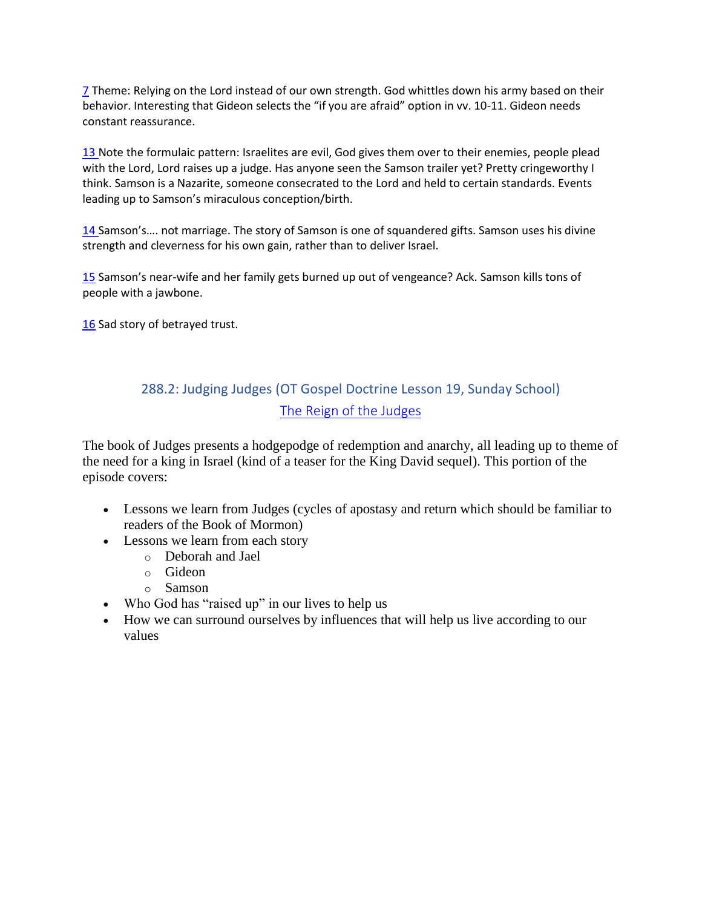[7](#) Theme: Relying on the Lord instead of our own strength. God whittles down his army based on their behavior. Interesting that Gideon selects the "if you are afraid" option in vv. 10-11. Gideon needs constant reassurance.

[13](#) Note the formulaic pattern: Israelites are evil, God gives them over to their enemies, people plead with the Lord, Lord raises up a judge. Has anyone seen the Samson trailer yet? Pretty cringeworthy I think. Samson is a Nazarite, someone consecrated to the Lord and held to certain standards. Events leading up to Samson's miraculous conception/birth.

[14](#) Samson's…. not marriage. The story of Samson is one of squandered gifts. Samson uses his divine strength and cleverness for his own gain, rather than to deliver Israel.

[15](#) Samson's near-wife and her family gets burned up out of vengeance? Ack. Samson kills tons of people with a jawbone.

[16](#) Sad story of betrayed trust.

## 288.2: Judging Judges (OT Gospel Doctrine Lesson 19, Sunday School)

[The Reign of the Judges](#)

The book of Judges presents a hodgepodge of redemption and anarchy, all leading up to theme of the need for a king in Israel (kind of a teaser for the King David sequel). This portion of the episode covers:

- Lessons we learn from Judges (cycles of apostasy and return which should be familiar to readers of the Book of Mormon)
- Lessons we learn from each story
  - Deborah and Jael
  - Gideon
  - Samson
- Who God has "raised up" in our lives to help us
- How we can surround ourselves by influences that will help us live according to our values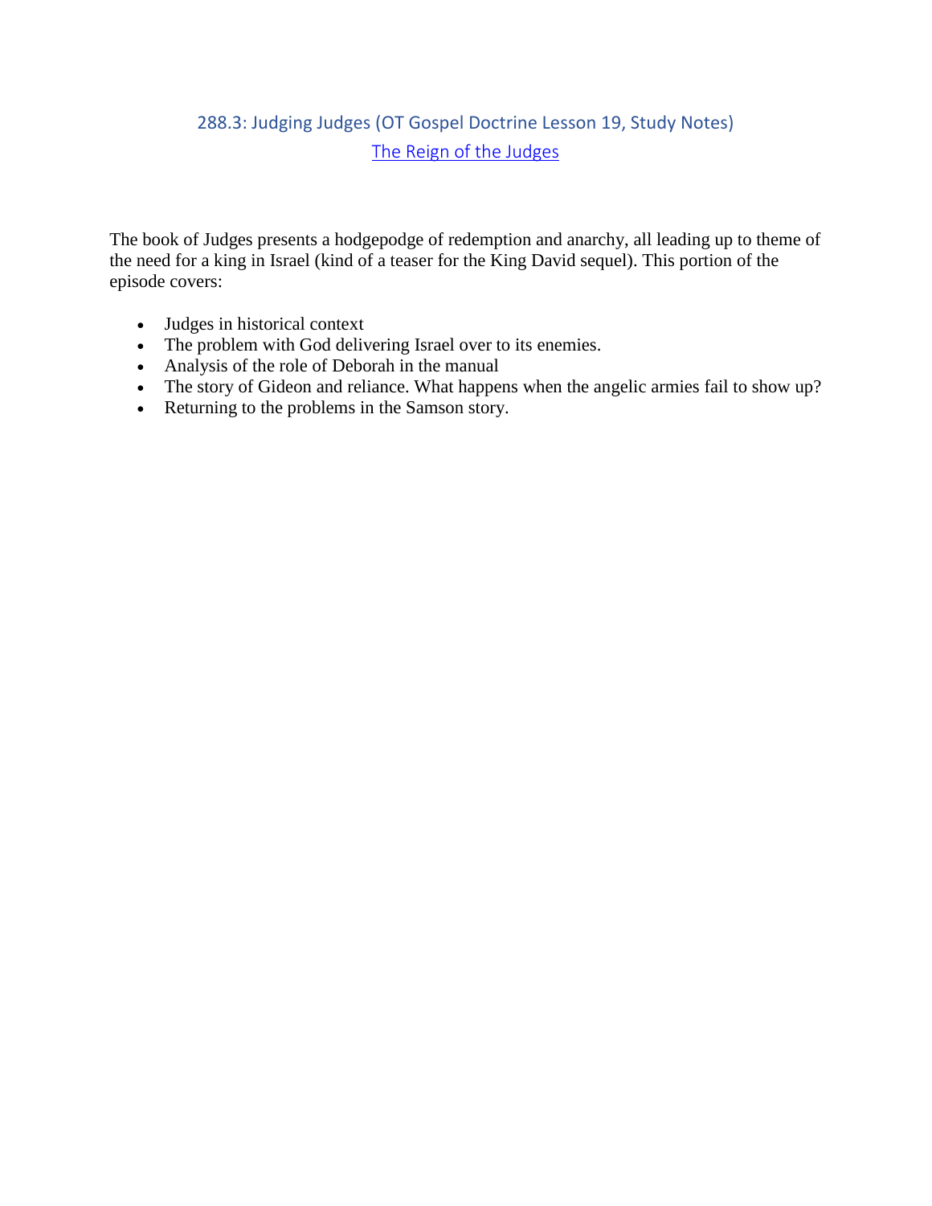## 288.3: Judging Judges (OT Gospel Doctrine Lesson 19, Study Notes)

[The Reign of the Judges]

The book of Judges presents a hodgepodge of redemption and anarchy, all leading up to theme of the need for a king in Israel (kind of a teaser for the King David sequel). This portion of the episode covers:

- Judges in historical context
- The problem with God delivering Israel over to its enemies.
- Analysis of the role of Deborah in the manual
- The story of Gideon and reliance. What happens when the angelic armies fail to show up?
- Returning to the problems in the Samson story.